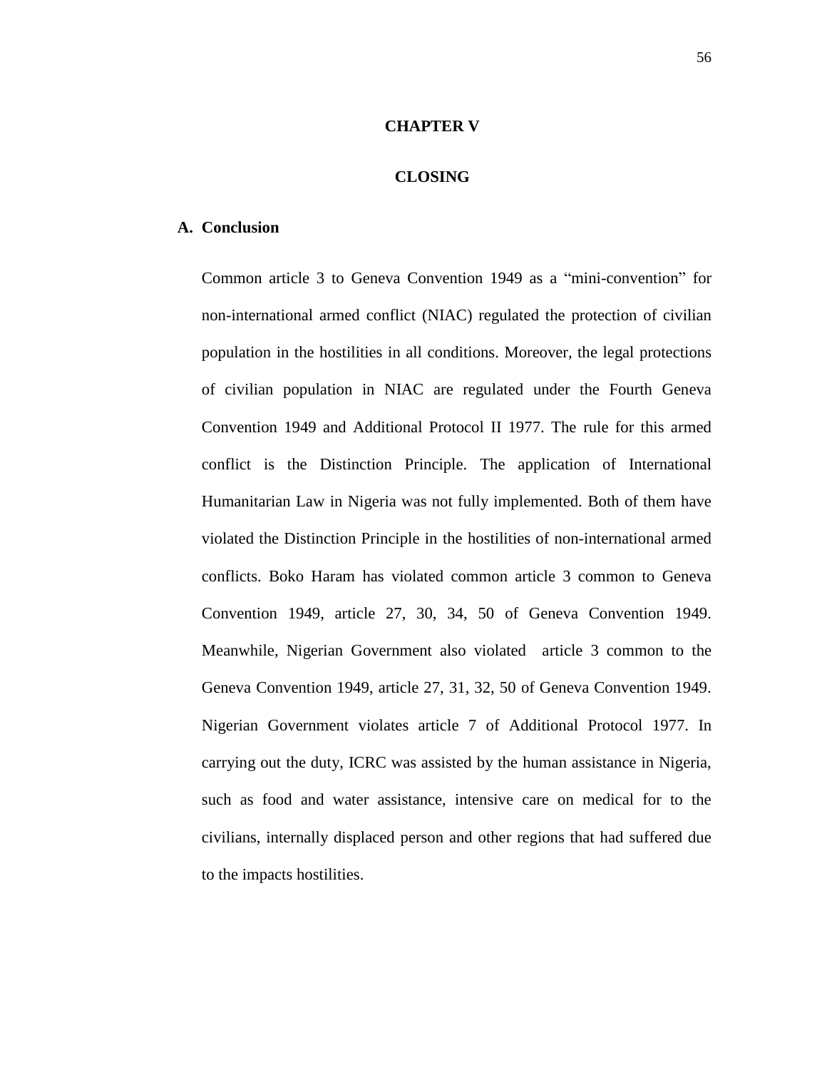# CHAPTER V

# CLOSING

## A. Conclusion

Common article 3 to Geneva Convention 1949 as a "mini-convention" for non-international armed conflict (NIAC) regulated the protection of civilian population in the hostilities in all conditions. Moreover, the legal protections of civilian population in NIAC are regulated under the Fourth Geneva Convention 1949 and Additional Protocol II 1977. The rule for this armed conflict is the Distinction Principle. The application of International Humanitarian Law in Nigeria was not fully implemented. Both of them have violated the Distinction Principle in the hostilities of non-international armed conflicts. Boko Haram has violated common article 3 common to Geneva Convention 1949, article 27, 30, 34, 50 of Geneva Convention 1949. Meanwhile, Nigerian Government also violated article 3 common to the Geneva Convention 1949, article 27, 31, 32, 50 of Geneva Convention 1949. Nigerian Government violates article 7 of Additional Protocol 1977. In carrying out the duty, ICRC was assisted by the human assistance in Nigeria, such as food and water assistance, intensive care on medical for to the civilians, internally displaced person and other regions that had suffered due to the impacts hostilities.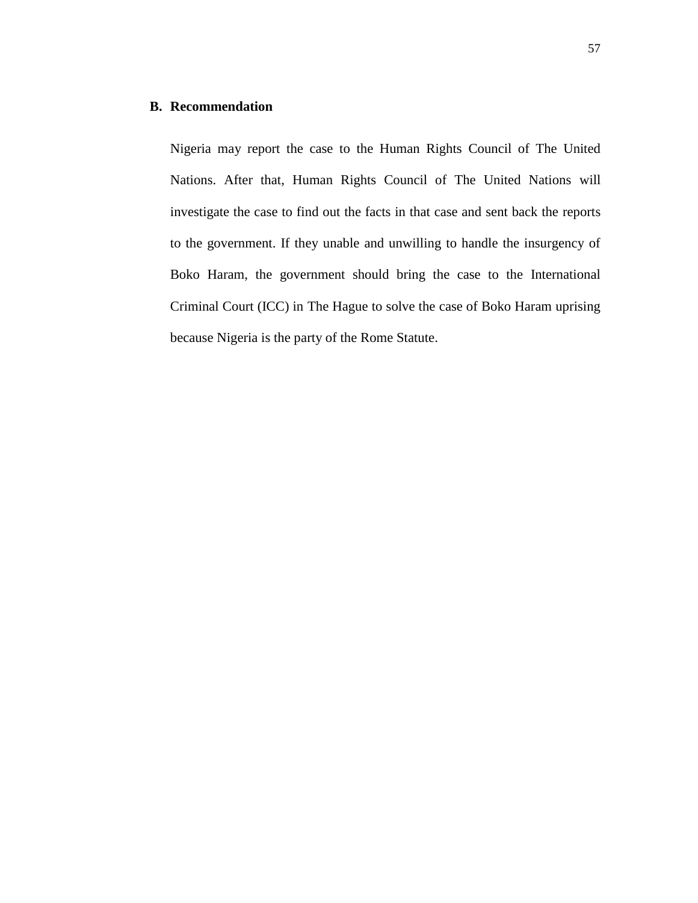## B. Recommendation

Nigeria may report the case to the Human Rights Council of The United Nations. After that, Human Rights Council of The United Nations will investigate the case to find out the facts in that case and sent back the reports to the government. If they unable and unwilling to handle the insurgency of Boko Haram, the government should bring the case to the International Criminal Court (ICC) in The Hague to solve the case of Boko Haram uprising because Nigeria is the party of the Rome Statute.